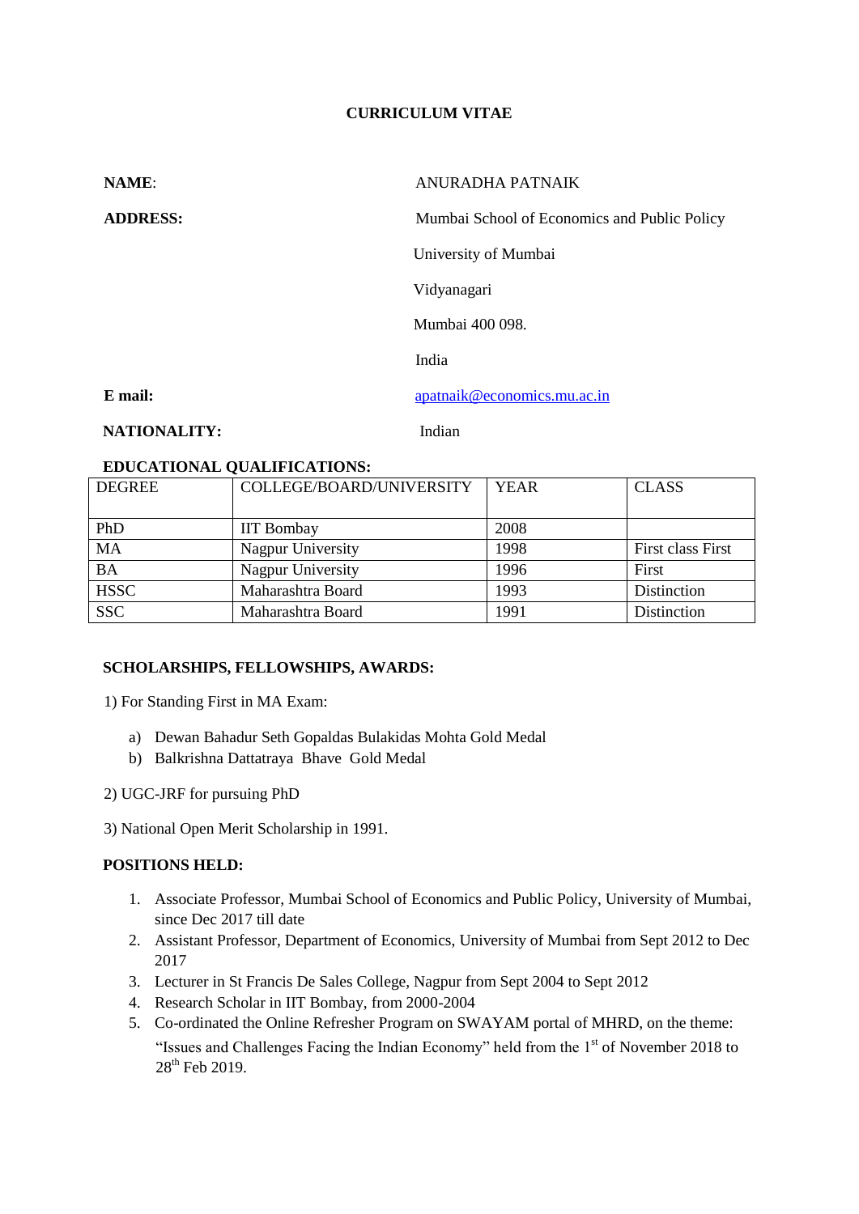# CURRICULUM VITAE

**NAME**: ANURADHA PATNAIK

**ADDRESS:** Mumbai School of Economics and Public Policy
University of Mumbai
Vidyanagari
Mumbai 400 098.
India

**E mail:** apatnaik@economics.mu.ac.in

**NATIONALITY:** Indian

**EDUCATIONAL QUALIFICATIONS:**

| DEGREE | COLLEGE/BOARD/UNIVERSITY | YEAR | CLASS |
|---|---|---|---|
| PhD | IIT Bombay | 2008 | |
| MA | Nagpur University | 1998 | First class First |
| BA | Nagpur University | 1996 | First |
| HSSC | Maharashtra Board | 1993 | Distinction |
| SSC | Maharashtra Board | 1991 | Distinction |

**SCHOLARSHIPS, FELLOWSHIPS, AWARDS:**

1) For Standing First in MA Exam:

   a) Dewan Bahadur Seth Gopaldas Bulakidas Mohta Gold Medal
   b) Balkrishna Dattatraya Bhave Gold Medal

2) UGC-JRF for pursuing PhD

3) National Open Merit Scholarship in 1991.

**POSITIONS HELD:**

1. Associate Professor, Mumbai School of Economics and Public Policy, University of Mumbai, since Dec 2017 till date
2. Assistant Professor, Department of Economics, University of Mumbai from Sept 2012 to Dec 2017
3. Lecturer in St Francis De Sales College, Nagpur from Sept 2004 to Sept 2012
4. Research Scholar in IIT Bombay, from 2000-2004
5. Co-ordinated the Online Refresher Program on SWAYAM portal of MHRD, on the theme: "Issues and Challenges Facing the Indian Economy" held from the 1st of November 2018 to 28th Feb 2019.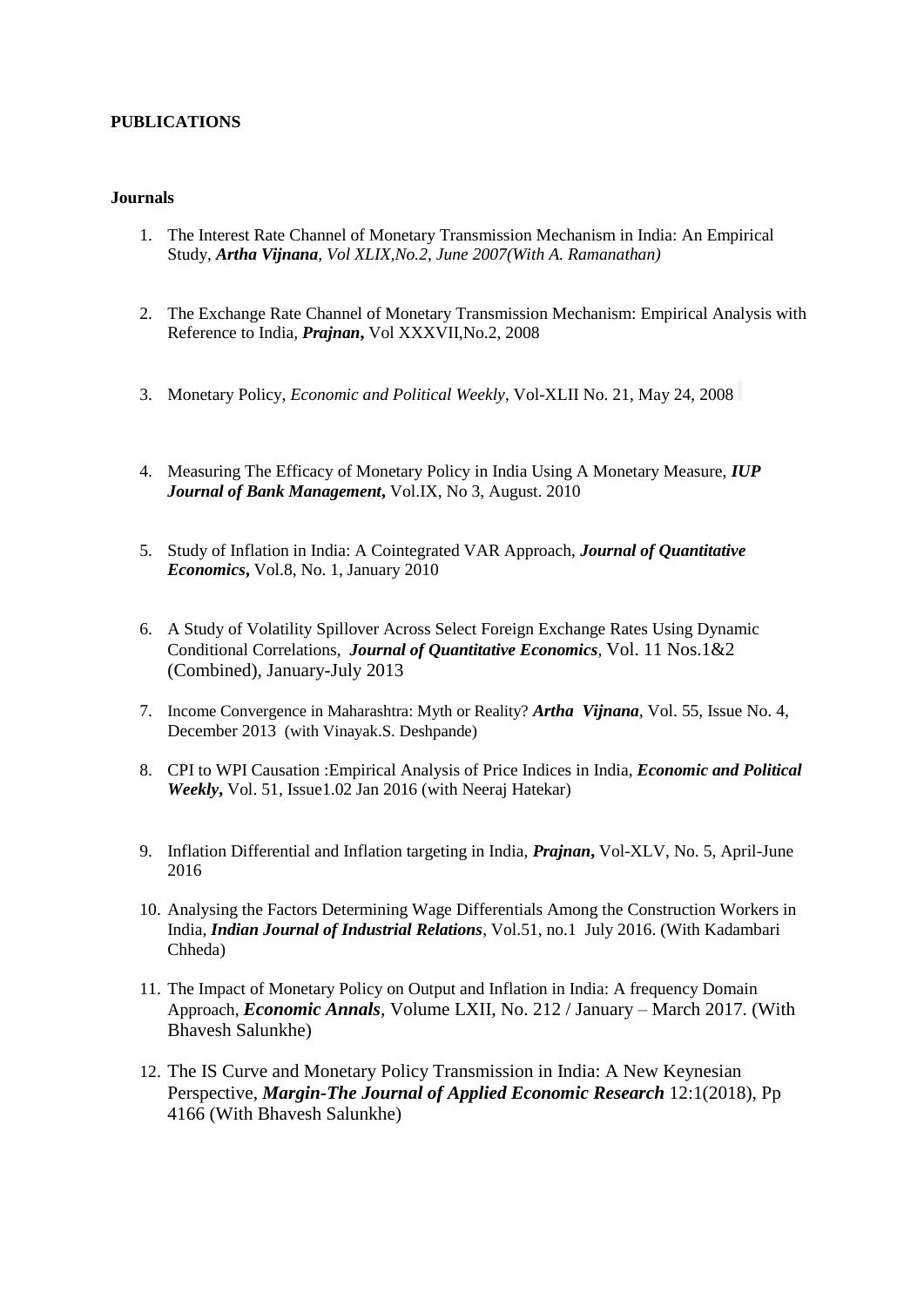**PUBLICATIONS**

**Journals**

1. The Interest Rate Channel of Monetary Transmission Mechanism in India: An Empirical Study, ***Artha Vijnana****, Vol XLIX,No.2, June 2007(With A. Ramanathan)*

2. The Exchange Rate Channel of Monetary Transmission Mechanism: Empirical Analysis with Reference to India, ***Prajnan*****,** Vol XXXVII,No.2, 2008

3. Monetary Policy, *Economic and Political Weekly*, Vol-XLII No. 21, May 24, 2008

4. Measuring The Efficacy of Monetary Policy in India Using A Monetary Measure, ***IUP Journal of Bank Management*****,** Vol.IX, No 3, August. 2010

5. Study of Inflation in India: A Cointegrated VAR Approach, ***Journal of Quantitative Economics*****,** Vol.8, No. 1, January 2010

6. A Study of Volatility Spillover Across Select Foreign Exchange Rates Using Dynamic Conditional Correlations, ***Journal of Quantitative Economics****,* Vol. 11 Nos.1&2 (Combined), January-July 2013

7. Income Convergence in Maharashtra: Myth or Reality? ***Artha Vijnana****,* Vol. 55, Issue No. 4, December 2013 (with Vinayak.S. Deshpande)

8. CPI to WPI Causation :Empirical Analysis of Price Indices in India, ***Economic and Political Weekly*****,** Vol. 51, Issue1.02 Jan 2016 (with Neeraj Hatekar)

9. Inflation Differential and Inflation targeting in India, ***Prajnan*****,** Vol-XLV, No. 5, April-June 2016

10. Analysing the Factors Determining Wage Differentials Among the Construction Workers in India, ***Indian Journal of Industrial Relations***, Vol.51, no.1 July 2016. (With Kadambari Chheda)

11. The Impact of Monetary Policy on Output and Inflation in India: A frequency Domain Approach, ***Economic Annals****,* Volume LXII, No. 212 / January – March 2017. (With Bhavesh Salunkhe)

12. The IS Curve and Monetary Policy Transmission in India: A New Keynesian Perspective, ***Margin-The Journal of Applied Economic Research*** 12:1(2018), Pp 4166 (With Bhavesh Salunkhe)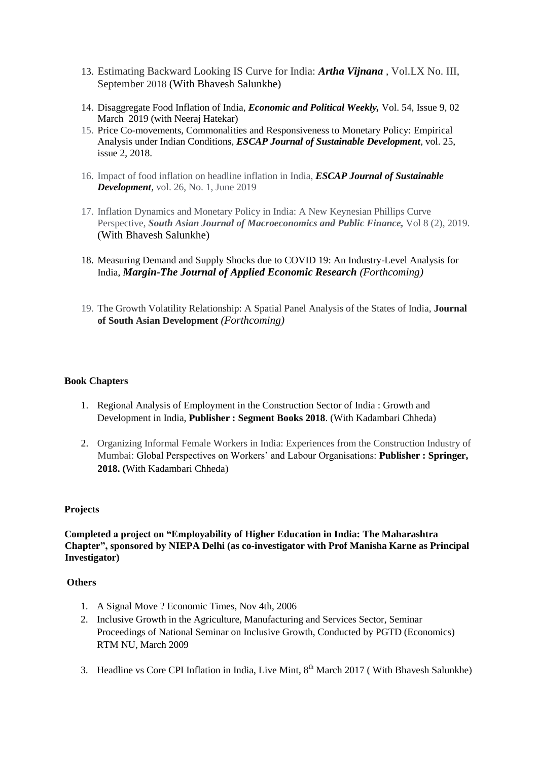13. Estimating Backward Looking IS Curve for India: ***Artha Vijnana*** , Vol.LX No. III, September 2018 (With Bhavesh Salunkhe)

14. Disaggregate Food Inflation of India, ***Economic and Political Weekly,*** Vol. 54, Issue 9, 02 March 2019 (with Neeraj Hatekar)
15. Price Co-movements, Commonalities and Responsiveness to Monetary Policy: Empirical Analysis under Indian Conditions, ***ESCAP Journal of Sustainable Development***, vol. 25, issue 2, 2018.

16. Impact of food inflation on headline inflation in India, ***ESCAP Journal of Sustainable Development***, vol. 26, No. 1, June 2019

17. Inflation Dynamics and Monetary Policy in India: A New Keynesian Phillips Curve Perspective, ***South Asian Journal of Macroeconomics and Public Finance,*** Vol 8 (2), 2019. (With Bhavesh Salunkhe)

18. Measuring Demand and Supply Shocks due to COVID 19: An Industry-Level Analysis for India, ***Margin-The Journal of Applied Economic Research*** *(Forthcoming)*

19. The Growth Volatility Relationship: A Spatial Panel Analysis of the States of India, **Journal of South Asian Development** *(Forthcoming)*

**Book Chapters**

1. Regional Analysis of Employment in the Construction Sector of India : Growth and Development in India, **Publisher : Segment Books 2018**. (With Kadambari Chheda)

2. Organizing Informal Female Workers in India: Experiences from the Construction Industry of Mumbai: Global Perspectives on Workers' and Labour Organisations: **Publisher : Springer, 2018. (**With Kadambari Chheda)

**Projects**

**Completed a project on "Employability of Higher Education in India: The Maharashtra Chapter", sponsored by NIEPA Delhi (as co-investigator with Prof Manisha Karne as Principal Investigator)**

**Others**

1. A Signal Move ? Economic Times, Nov 4th, 2006
2. Inclusive Growth in the Agriculture, Manufacturing and Services Sector, Seminar Proceedings of National Seminar on Inclusive Growth, Conducted by PGTD (Economics) RTM NU, March 2009

3. Headline vs Core CPI Inflation in India, Live Mint, 8th March 2017 ( With Bhavesh Salunkhe)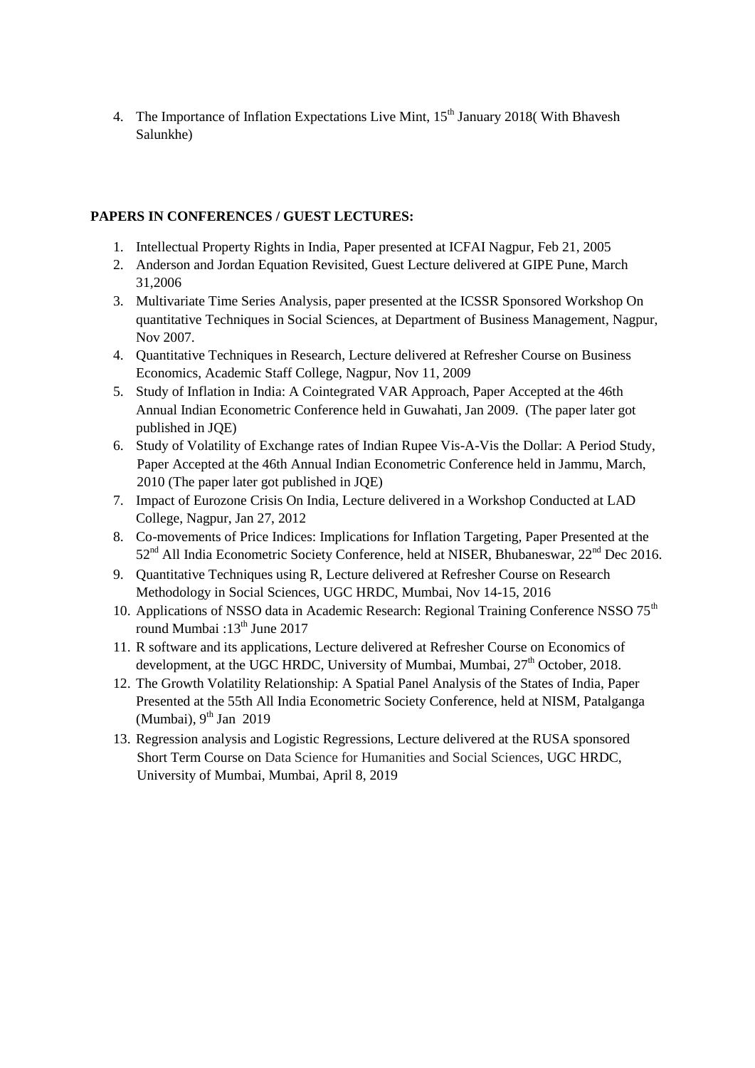4. The Importance of Inflation Expectations Live Mint, 15th January 2018( With Bhavesh Salunkhe)

**PAPERS IN CONFERENCES / GUEST LECTURES:**

1. Intellectual Property Rights in India, Paper presented at ICFAI Nagpur, Feb 21, 2005
2. Anderson and Jordan Equation Revisited, Guest Lecture delivered at GIPE Pune, March 31,2006
3. Multivariate Time Series Analysis, paper presented at the ICSSR Sponsored Workshop On quantitative Techniques in Social Sciences, at Department of Business Management, Nagpur, Nov 2007.
4. Quantitative Techniques in Research, Lecture delivered at Refresher Course on Business Economics, Academic Staff College, Nagpur, Nov 11, 2009
5. Study of Inflation in India: A Cointegrated VAR Approach, Paper Accepted at the 46th Annual Indian Econometric Conference held in Guwahati, Jan 2009. (The paper later got published in JQE)
6. Study of Volatility of Exchange rates of Indian Rupee Vis-A-Vis the Dollar: A Period Study, Paper Accepted at the 46th Annual Indian Econometric Conference held in Jammu, March, 2010 (The paper later got published in JQE)
7. Impact of Eurozone Crisis On India, Lecture delivered in a Workshop Conducted at LAD College, Nagpur, Jan 27, 2012
8. Co-movements of Price Indices: Implications for Inflation Targeting, Paper Presented at the 52nd All India Econometric Society Conference, held at NISER, Bhubaneswar, 22nd Dec 2016.
9. Quantitative Techniques using R, Lecture delivered at Refresher Course on Research Methodology in Social Sciences, UGC HRDC, Mumbai, Nov 14-15, 2016
10. Applications of NSSO data in Academic Research: Regional Training Conference NSSO 75th round Mumbai :13th June 2017
11. R software and its applications, Lecture delivered at Refresher Course on Economics of development, at the UGC HRDC, University of Mumbai, Mumbai, 27th October, 2018.
12. The Growth Volatility Relationship: A Spatial Panel Analysis of the States of India, Paper Presented at the 55th All India Econometric Society Conference, held at NISM, Patalganga (Mumbai), 9th Jan 2019
13. Regression analysis and Logistic Regressions, Lecture delivered at the RUSA sponsored Short Term Course on Data Science for Humanities and Social Sciences, UGC HRDC, University of Mumbai, Mumbai, April 8, 2019